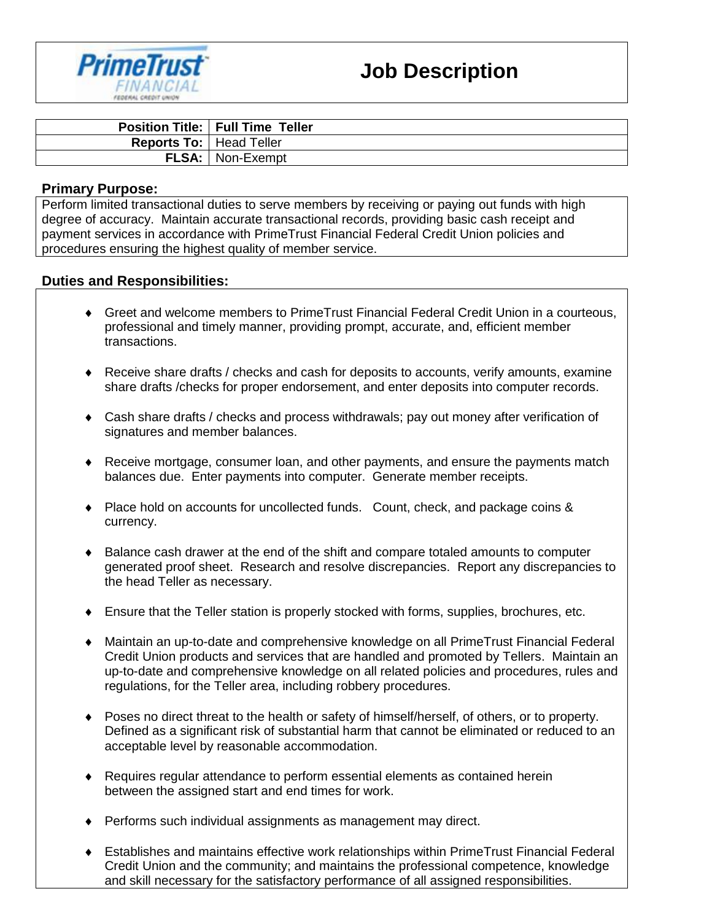# Job Description

| Position Title: | Full Time Teller |
|---|---|
| Reports To: | Head Teller |
| FLSA: | Non-Exempt |

## Primary Purpose:

Perform limited transactional duties to serve members by receiving or paying out funds with high degree of accuracy. Maintain accurate transactional records, providing basic cash receipt and payment services in accordance with PrimeTrust Financial Federal Credit Union policies and procedures ensuring the highest quality of member service.

## Duties and Responsibilities:

- Greet and welcome members to PrimeTrust Financial Federal Credit Union in a courteous, professional and timely manner, providing prompt, accurate, and, efficient member transactions.
- Receive share drafts / checks and cash for deposits to accounts, verify amounts, examine share drafts /checks for proper endorsement, and enter deposits into computer records.
- Cash share drafts / checks and process withdrawals; pay out money after verification of signatures and member balances.
- Receive mortgage, consumer loan, and other payments, and ensure the payments match balances due. Enter payments into computer. Generate member receipts.
- Place hold on accounts for uncollected funds. Count, check, and package coins & currency.
- Balance cash drawer at the end of the shift and compare totaled amounts to computer generated proof sheet. Research and resolve discrepancies. Report any discrepancies to the head Teller as necessary.
- Ensure that the Teller station is properly stocked with forms, supplies, brochures, etc.
- Maintain an up-to-date and comprehensive knowledge on all PrimeTrust Financial Federal Credit Union products and services that are handled and promoted by Tellers. Maintain an up-to-date and comprehensive knowledge on all related policies and procedures, rules and regulations, for the Teller area, including robbery procedures.
- Poses no direct threat to the health or safety of himself/herself, of others, or to property. Defined as a significant risk of substantial harm that cannot be eliminated or reduced to an acceptable level by reasonable accommodation.
- Requires regular attendance to perform essential elements as contained herein between the assigned start and end times for work.
- Performs such individual assignments as management may direct.
- Establishes and maintains effective work relationships within PrimeTrust Financial Federal Credit Union and the community; and maintains the professional competence, knowledge and skill necessary for the satisfactory performance of all assigned responsibilities.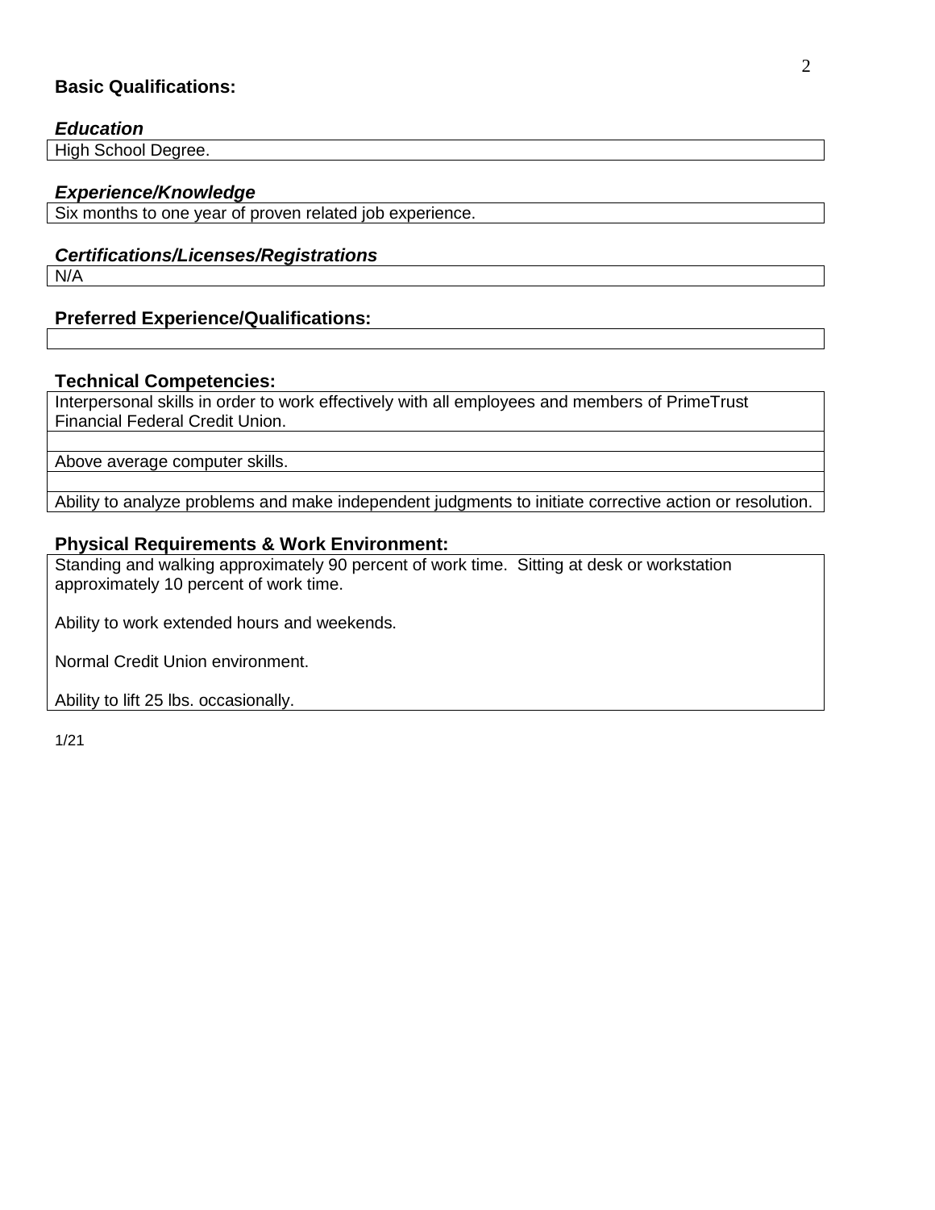**Basic Qualifications:**

***Education***

High School Degree.

***Experience/Knowledge***

Six months to one year of proven related job experience.

***Certifications/Licenses/Registrations***

N/A

**Preferred Experience/Qualifications:**

**Technical Competencies:**

Interpersonal skills in order to work effectively with all employees and members of PrimeTrust Financial Federal Credit Union.

Above average computer skills.

Ability to analyze problems and make independent judgments to initiate corrective action or resolution.

**Physical Requirements & Work Environment:**

Standing and walking approximately 90 percent of work time. Sitting at desk or workstation approximately 10 percent of work time.

Ability to work extended hours and weekends.

Normal Credit Union environment.

Ability to lift 25 lbs. occasionally.

1/21